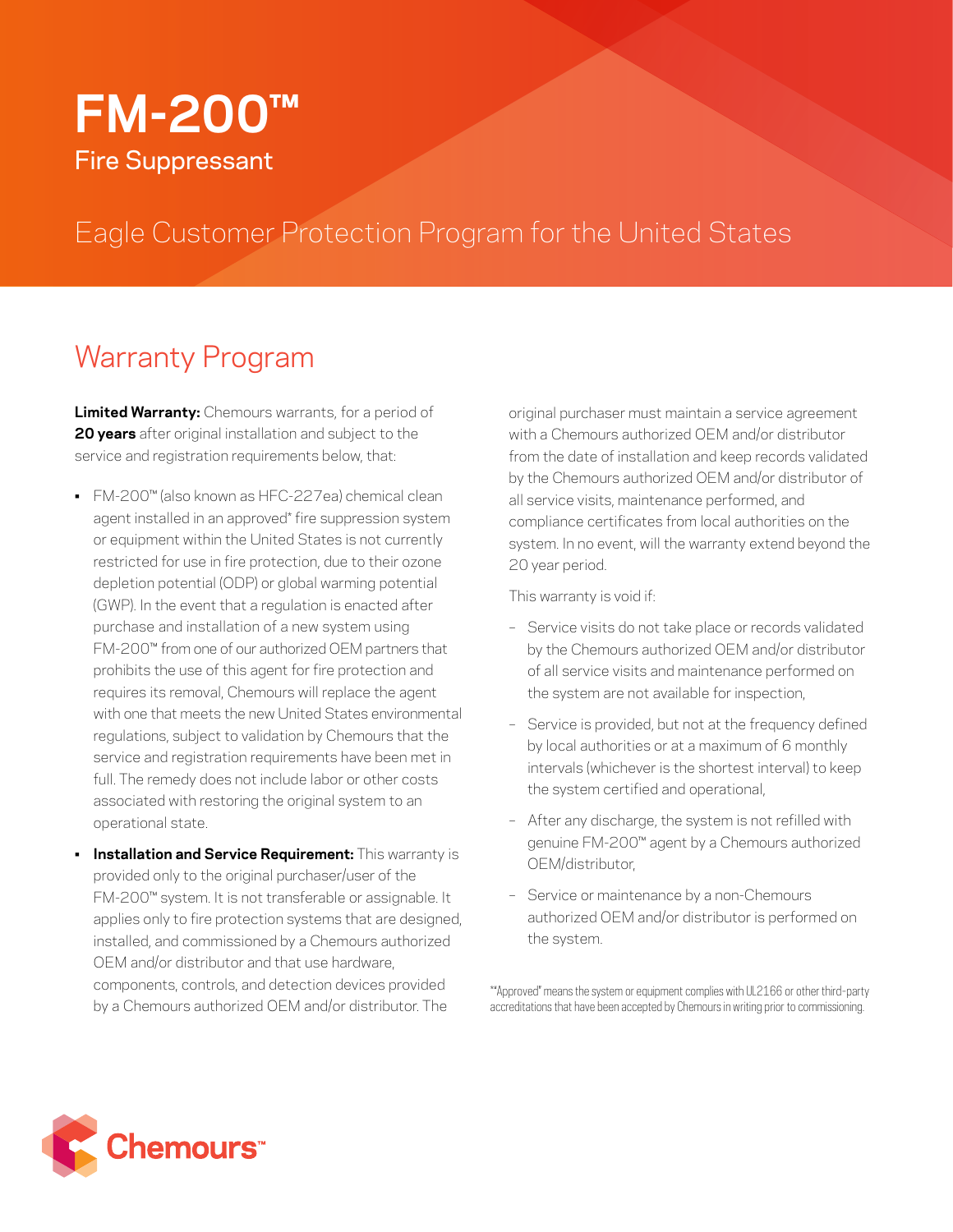# FM-200™

Fire Suppressant

## Eagle Customer Protection Program for the United States

## Warranty Program

**Limited Warranty:** Chemours warrants, for a period of **20 years** after original installation and subject to the service and registration requirements below, that:

- FM-200™ (also known as HFC-227ea) chemical clean agent installed in an approved* fire suppression system or equipment within the United States is not currently restricted for use in fire protection, due to their ozone depletion potential (ODP) or global warming potential (GWP). In the event that a regulation is enacted after purchase and installation of a new system using FM-200™ from one of our authorized OEM partners that prohibits the use of this agent for fire protection and requires its removal, Chemours will replace the agent with one that meets the new United States environmental regulations, subject to validation by Chemours that the service and registration requirements have been met in full. The remedy does not include labor or other costs associated with restoring the original system to an operational state.
- **Installation and Service Requirement:** This warranty is provided only to the original purchaser/user of the FM-200™ system. It is not transferable or assignable. It applies only to fire protection systems that are designed, installed, and commissioned by a Chemours authorized OEM and/or distributor and that use hardware, components, controls, and detection devices provided by a Chemours authorized OEM and/or distributor. The original purchaser must maintain a service agreement with a Chemours authorized OEM and/or distributor from the date of installation and keep records validated by the Chemours authorized OEM and/or distributor of all service visits, maintenance performed, and compliance certificates from local authorities on the system. In no event, will the warranty extend beyond the 20 year period.

This warranty is void if:

- Service visits do not take place or records validated by the Chemours authorized OEM and/or distributor of all service visits and maintenance performed on the system are not available for inspection,
- Service is provided, but not at the frequency defined by local authorities or at a maximum of 6 monthly intervals (whichever is the shortest interval) to keep the system certified and operational,
- After any discharge, the system is not refilled with genuine FM-200™ agent by a Chemours authorized OEM/distributor,
- Service or maintenance by a non-Chemours authorized OEM and/or distributor is performed on the system.

*"Approved" means the system or equipment complies with UL2166 or other third-party accreditations that have been accepted by Chemours in writing prior to commissioning.

Chemours™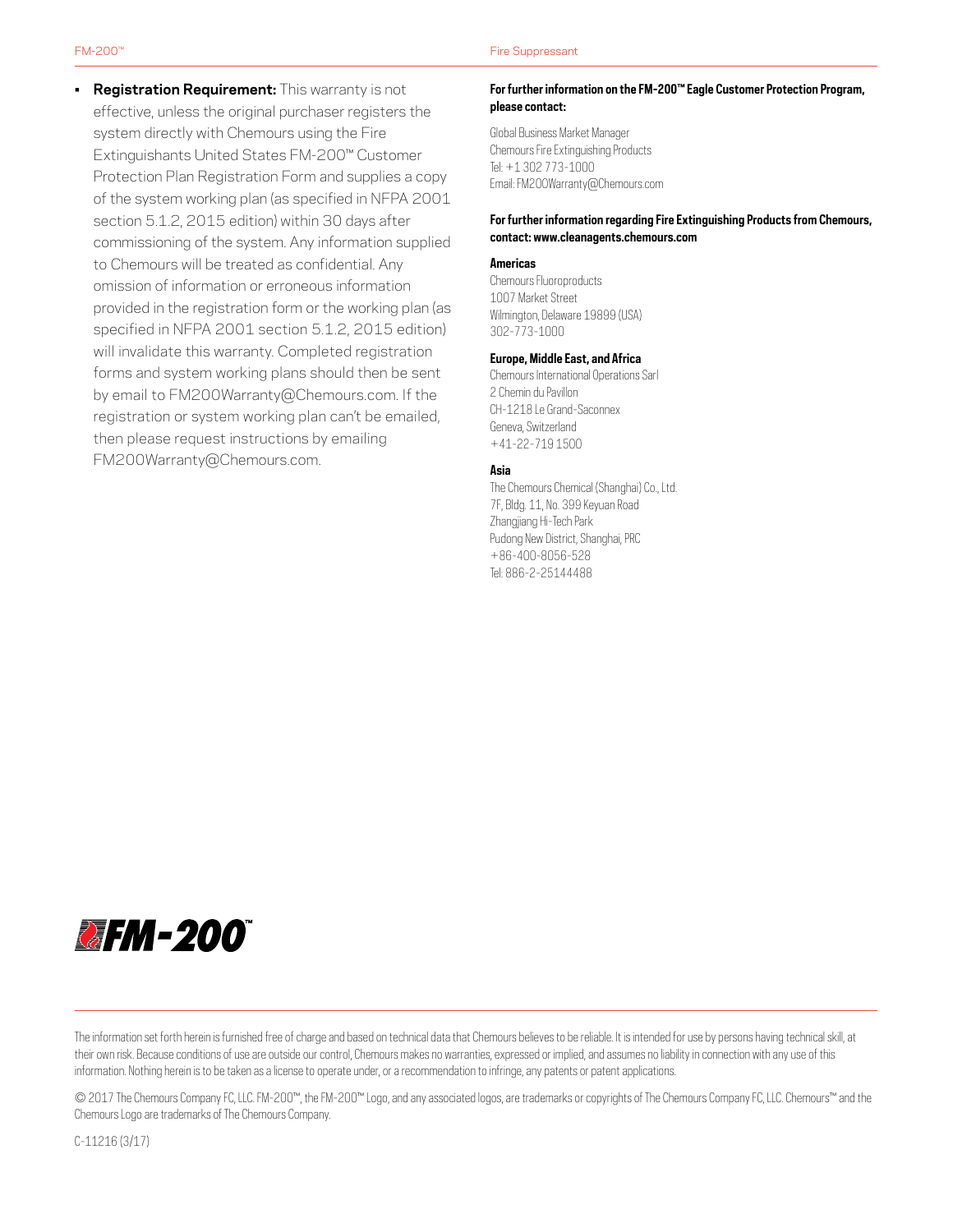- **Registration Requirement:** This warranty is not effective, unless the original purchaser registers the system directly with Chemours using the Fire Extinguishants United States FM-200™ Customer Protection Plan Registration Form and supplies a copy of the system working plan (as specified in NFPA 2001 section 5.1.2, 2015 edition) within 30 days after commissioning of the system. Any information supplied to Chemours will be treated as confidential. Any omission of information or erroneous information provided in the registration form or the working plan (as specified in NFPA 2001 section 5.1.2, 2015 edition) will invalidate this warranty. Completed registration forms and system working plans should then be sent by email to FM200Warranty@Chemours.com. If the registration or system working plan can't be emailed, then please request instructions by emailing FM200Warranty@Chemours.com.

**For further information on the FM-200™ Eagle Customer Protection Program, please contact:**

Global Business Market Manager
Chemours Fire Extinguishing Products
Tel: +1 302 773-1000
Email: FM200Warranty@Chemours.com

**For further information regarding Fire Extinguishing Products from Chemours, contact: www.cleanagents.chemours.com**

**Americas**
Chemours Fluoroproducts
1007 Market Street
Wilmington, Delaware 19899 (USA)
302-773-1000

**Europe, Middle East, and Africa**
Chemours International Operations Sarl
2 Chemin du Pavillon
CH-1218 Le Grand-Saconnex
Geneva, Switzerland
+41-22-719 1500

**Asia**
The Chemours Chemical (Shanghai) Co., Ltd.
7F, Bldg. 11, No. 399 Keyuan Road
Zhangjiang Hi-Tech Park
Pudong New District, Shanghai, PRC
+86-400-8056-528
Tel: 886-2-25144488

FM-200™

The information set forth herein is furnished free of charge and based on technical data that Chemours believes to be reliable. It is intended for use by persons having technical skill, at their own risk. Because conditions of use are outside our control, Chemours makes no warranties, expressed or implied, and assumes no liability in connection with any use of this information. Nothing herein is to be taken as a license to operate under, or a recommendation to infringe, any patents or patent applications.

© 2017 The Chemours Company FC, LLC. FM-200™, the FM-200™ Logo, and any associated logos, are trademarks or copyrights of The Chemours Company FC, LLC. Chemours™ and the Chemours Logo are trademarks of The Chemours Company.

C-11216 (3/17)